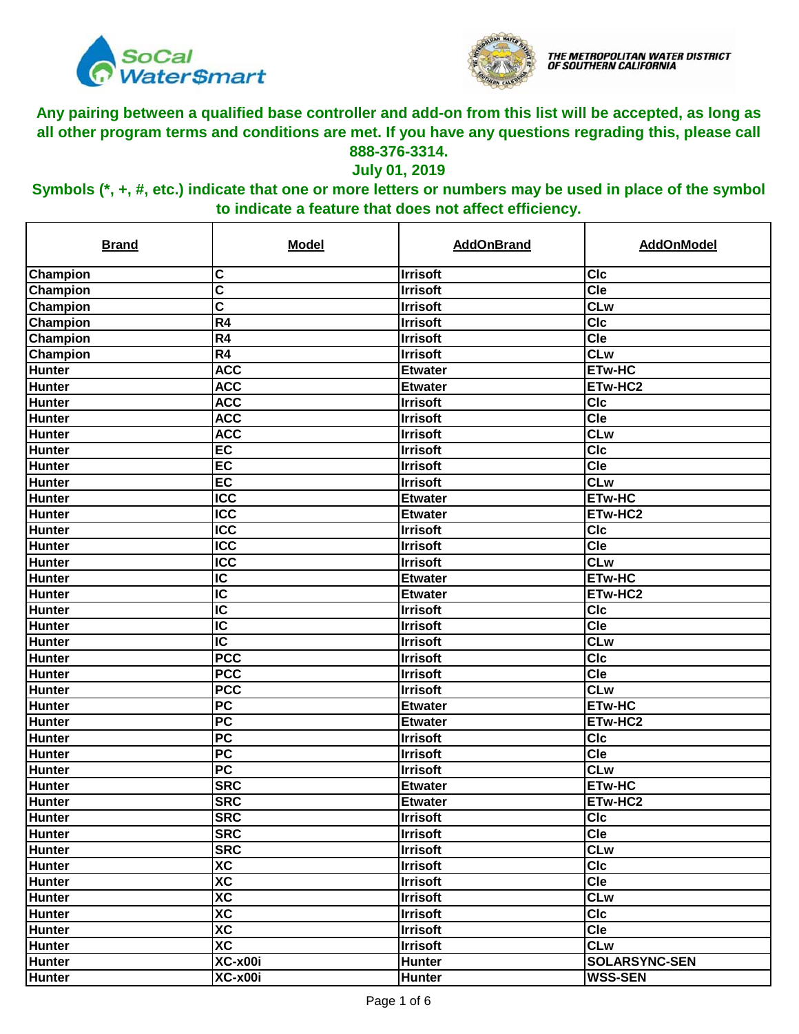**Any pairing between a qualified base controller and add-on from this list will be accepted, as long as all other program terms and conditions are met. If you have any questions regrading this, please call 888-376-3314.**

**July 01, 2019**

**Symbols (*, +, #, etc.) indicate that one or more letters or numbers may be used in place of the symbol to indicate a feature that does not affect efficiency.**

| Brand | Model | AddOnBrand | AddOnModel |
|---|---|---|---|
| Champion | C | Irrisoft | Clc |
| Champion | C | Irrisoft | Cle |
| Champion | C | Irrisoft | CLw |
| Champion | R4 | Irrisoft | Clc |
| Champion | R4 | Irrisoft | Cle |
| Champion | R4 | Irrisoft | CLw |
| Hunter | ACC | Etwater | ETw-HC |
| Hunter | ACC | Etwater | ETw-HC2 |
| Hunter | ACC | Irrisoft | Clc |
| Hunter | ACC | Irrisoft | Cle |
| Hunter | ACC | Irrisoft | CLw |
| Hunter | EC | Irrisoft | Clc |
| Hunter | EC | Irrisoft | Cle |
| Hunter | EC | Irrisoft | CLw |
| Hunter | ICC | Etwater | ETw-HC |
| Hunter | ICC | Etwater | ETw-HC2 |
| Hunter | ICC | Irrisoft | Clc |
| Hunter | ICC | Irrisoft | Cle |
| Hunter | ICC | Irrisoft | CLw |
| Hunter | IC | Etwater | ETw-HC |
| Hunter | IC | Etwater | ETw-HC2 |
| Hunter | IC | Irrisoft | Clc |
| Hunter | IC | Irrisoft | Cle |
| Hunter | IC | Irrisoft | CLw |
| Hunter | PCC | Irrisoft | Clc |
| Hunter | PCC | Irrisoft | Cle |
| Hunter | PCC | Irrisoft | CLw |
| Hunter | PC | Etwater | ETw-HC |
| Hunter | PC | Etwater | ETw-HC2 |
| Hunter | PC | Irrisoft | Clc |
| Hunter | PC | Irrisoft | Cle |
| Hunter | PC | Irrisoft | CLw |
| Hunter | SRC | Etwater | ETw-HC |
| Hunter | SRC | Etwater | ETw-HC2 |
| Hunter | SRC | Irrisoft | Clc |
| Hunter | SRC | Irrisoft | Cle |
| Hunter | SRC | Irrisoft | CLw |
| Hunter | XC | Irrisoft | Clc |
| Hunter | XC | Irrisoft | Cle |
| Hunter | XC | Irrisoft | CLw |
| Hunter | XC | Irrisoft | Clc |
| Hunter | XC | Irrisoft | Cle |
| Hunter | XC | Irrisoft | CLw |
| Hunter | XC-x00i | Hunter | SOLARSYNC-SEN |
| Hunter | XC-x00i | Hunter | WSS-SEN |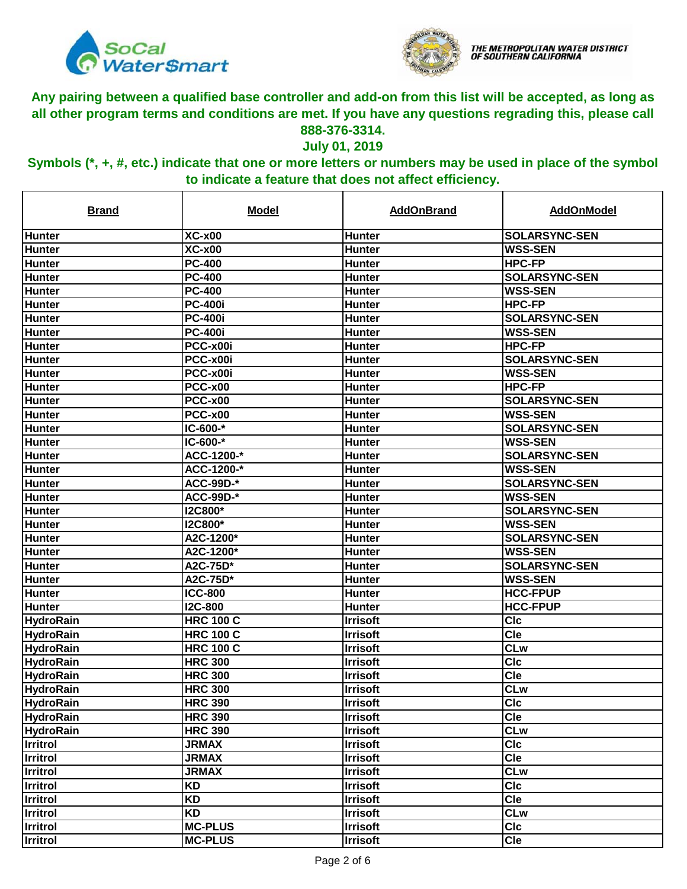**Any pairing between a qualified base controller and add-on from this list will be accepted, as long as all other program terms and conditions are met. If you have any questions regrading this, please call 888-376-3314.**

**July 01, 2019**

**Symbols (*, +, #, etc.) indicate that one or more letters or numbers may be used in place of the symbol to indicate a feature that does not affect efficiency.**

| Brand | Model | AddOnBrand | AddOnModel |
|---|---|---|---|
| Hunter | XC-x00 | Hunter | SOLARSYNC-SEN |
| Hunter | XC-x00 | Hunter | WSS-SEN |
| Hunter | PC-400 | Hunter | HPC-FP |
| Hunter | PC-400 | Hunter | SOLARSYNC-SEN |
| Hunter | PC-400 | Hunter | WSS-SEN |
| Hunter | PC-400i | Hunter | HPC-FP |
| Hunter | PC-400i | Hunter | SOLARSYNC-SEN |
| Hunter | PC-400i | Hunter | WSS-SEN |
| Hunter | PCC-x00i | Hunter | HPC-FP |
| Hunter | PCC-x00i | Hunter | SOLARSYNC-SEN |
| Hunter | PCC-x00i | Hunter | WSS-SEN |
| Hunter | PCC-x00 | Hunter | HPC-FP |
| Hunter | PCC-x00 | Hunter | SOLARSYNC-SEN |
| Hunter | PCC-x00 | Hunter | WSS-SEN |
| Hunter | IC-600-* | Hunter | SOLARSYNC-SEN |
| Hunter | IC-600-* | Hunter | WSS-SEN |
| Hunter | ACC-1200-* | Hunter | SOLARSYNC-SEN |
| Hunter | ACC-1200-* | Hunter | WSS-SEN |
| Hunter | ACC-99D-* | Hunter | SOLARSYNC-SEN |
| Hunter | ACC-99D-* | Hunter | WSS-SEN |
| Hunter | I2C800* | Hunter | SOLARSYNC-SEN |
| Hunter | I2C800* | Hunter | WSS-SEN |
| Hunter | A2C-1200* | Hunter | SOLARSYNC-SEN |
| Hunter | A2C-1200* | Hunter | WSS-SEN |
| Hunter | A2C-75D* | Hunter | SOLARSYNC-SEN |
| Hunter | A2C-75D* | Hunter | WSS-SEN |
| Hunter | ICC-800 | Hunter | HCC-FPUP |
| Hunter | I2C-800 | Hunter | HCC-FPUP |
| HydroRain | HRC 100 C | Irrisoft | Clc |
| HydroRain | HRC 100 C | Irrisoft | Cle |
| HydroRain | HRC 100 C | Irrisoft | CLw |
| HydroRain | HRC 300 | Irrisoft | Clc |
| HydroRain | HRC 300 | Irrisoft | Cle |
| HydroRain | HRC 300 | Irrisoft | CLw |
| HydroRain | HRC 390 | Irrisoft | Clc |
| HydroRain | HRC 390 | Irrisoft | Cle |
| HydroRain | HRC 390 | Irrisoft | CLw |
| Irritrol | JRMAX | Irrisoft | Clc |
| Irritrol | JRMAX | Irrisoft | Cle |
| Irritrol | JRMAX | Irrisoft | CLw |
| Irritrol | KD | Irrisoft | Clc |
| Irritrol | KD | Irrisoft | Cle |
| Irritrol | KD | Irrisoft | CLw |
| Irritrol | MC-PLUS | Irrisoft | Clc |
| Irritrol | MC-PLUS | Irrisoft | Cle |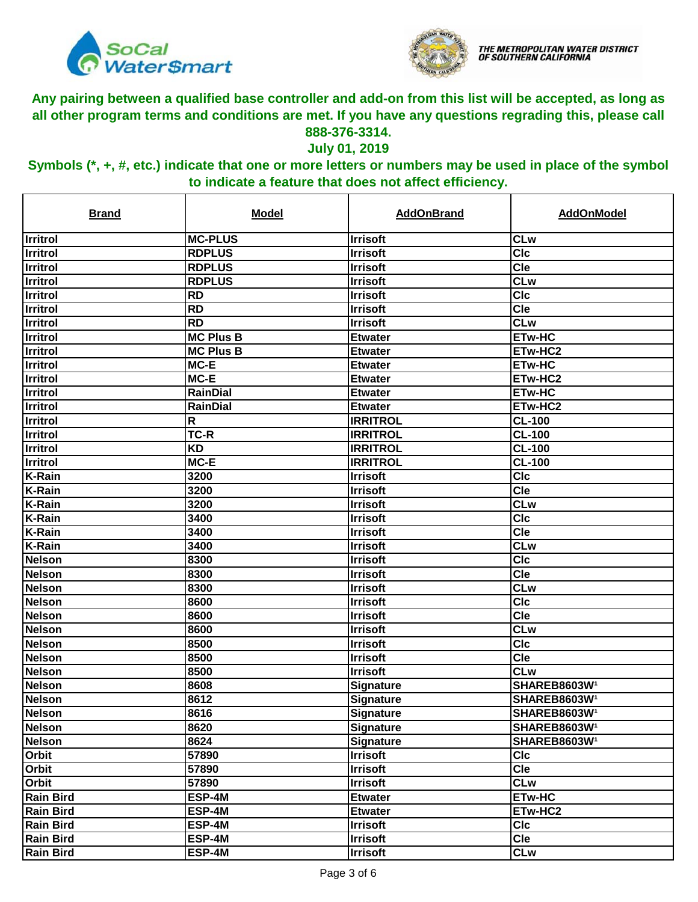**Any pairing between a qualified base controller and add-on from this list will be accepted, as long as all other program terms and conditions are met. If you have any questions regrading this, please call 888-376-3314.**

**July 01, 2019**

**Symbols (*, +, #, etc.) indicate that one or more letters or numbers may be used in place of the symbol to indicate a feature that does not affect efficiency.**

| Brand | Model | AddOnBrand | AddOnModel |
|---|---|---|---|
| Irritrol | MC-PLUS | Irrisoft | CLw |
| Irritrol | RDPLUS | Irrisoft | Clc |
| Irritrol | RDPLUS | Irrisoft | Cle |
| Irritrol | RDPLUS | Irrisoft | CLw |
| Irritrol | RD | Irrisoft | Clc |
| Irritrol | RD | Irrisoft | Cle |
| Irritrol | RD | Irrisoft | CLw |
| Irritrol | MC Plus B | Etwater | ETw-HC |
| Irritrol | MC Plus B | Etwater | ETw-HC2 |
| Irritrol | MC-E | Etwater | ETw-HC |
| Irritrol | MC-E | Etwater | ETw-HC2 |
| Irritrol | RainDial | Etwater | ETw-HC |
| Irritrol | RainDial | Etwater | ETw-HC2 |
| Irritrol | R | IRRITROL | CL-100 |
| Irritrol | TC-R | IRRITROL | CL-100 |
| Irritrol | KD | IRRITROL | CL-100 |
| Irritrol | MC-E | IRRITROL | CL-100 |
| K-Rain | 3200 | Irrisoft | Clc |
| K-Rain | 3200 | Irrisoft | Cle |
| K-Rain | 3200 | Irrisoft | CLw |
| K-Rain | 3400 | Irrisoft | Clc |
| K-Rain | 3400 | Irrisoft | Cle |
| K-Rain | 3400 | Irrisoft | CLw |
| Nelson | 8300 | Irrisoft | Clc |
| Nelson | 8300 | Irrisoft | Cle |
| Nelson | 8300 | Irrisoft | CLw |
| Nelson | 8600 | Irrisoft | Clc |
| Nelson | 8600 | Irrisoft | Cle |
| Nelson | 8600 | Irrisoft | CLw |
| Nelson | 8500 | Irrisoft | Clc |
| Nelson | 8500 | Irrisoft | Cle |
| Nelson | 8500 | Irrisoft | CLw |
| Nelson | 8608 | Signature | SHAREB8603W[1] |
| Nelson | 8612 | Signature | SHAREB8603W[1] |
| Nelson | 8616 | Signature | SHAREB8603W[1] |
| Nelson | 8620 | Signature | SHAREB8603W[1] |
| Nelson | 8624 | Signature | SHAREB8603W[1] |
| Orbit | 57890 | Irrisoft | Clc |
| Orbit | 57890 | Irrisoft | Cle |
| Orbit | 57890 | Irrisoft | CLw |
| Rain Bird | ESP-4M | Etwater | ETw-HC |
| Rain Bird | ESP-4M | Etwater | ETw-HC2 |
| Rain Bird | ESP-4M | Irrisoft | Clc |
| Rain Bird | ESP-4M | Irrisoft | Cle |
| Rain Bird | ESP-4M | Irrisoft | CLw |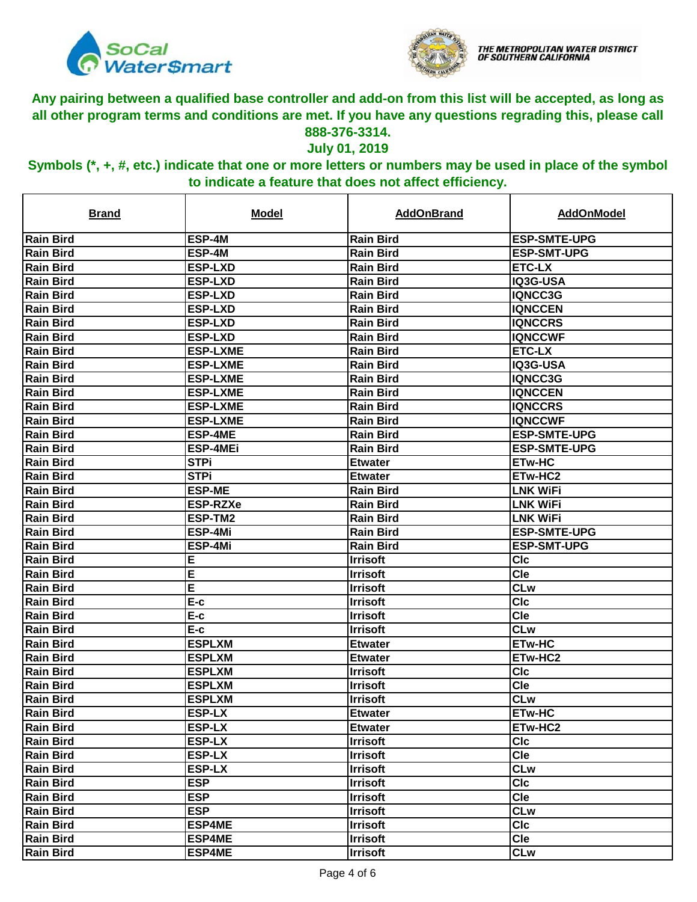**Any pairing between a qualified base controller and add-on from this list will be accepted, as long as all other program terms and conditions are met. If you have any questions regrading this, please call 888-376-3314.**

**July 01, 2019**

**Symbols (*, +, #, etc.) indicate that one or more letters or numbers may be used in place of the symbol to indicate a feature that does not affect efficiency.**

| Brand | Model | AddOnBrand | AddOnModel |
|---|---|---|---|
| Rain Bird | ESP-4M | Rain Bird | ESP-SMTE-UPG |
| Rain Bird | ESP-4M | Rain Bird | ESP-SMT-UPG |
| Rain Bird | ESP-LXD | Rain Bird | ETC-LX |
| Rain Bird | ESP-LXD | Rain Bird | IQ3G-USA |
| Rain Bird | ESP-LXD | Rain Bird | IQNCC3G |
| Rain Bird | ESP-LXD | Rain Bird | IQNCCEN |
| Rain Bird | ESP-LXD | Rain Bird | IQNCCRS |
| Rain Bird | ESP-LXD | Rain Bird | IQNCCWF |
| Rain Bird | ESP-LXME | Rain Bird | ETC-LX |
| Rain Bird | ESP-LXME | Rain Bird | IQ3G-USA |
| Rain Bird | ESP-LXME | Rain Bird | IQNCC3G |
| Rain Bird | ESP-LXME | Rain Bird | IQNCCEN |
| Rain Bird | ESP-LXME | Rain Bird | IQNCCRS |
| Rain Bird | ESP-LXME | Rain Bird | IQNCCWF |
| Rain Bird | ESP-4ME | Rain Bird | ESP-SMTE-UPG |
| Rain Bird | ESP-4MEi | Rain Bird | ESP-SMTE-UPG |
| Rain Bird | STPi | Etwater | ETw-HC |
| Rain Bird | STPi | Etwater | ETw-HC2 |
| Rain Bird | ESP-ME | Rain Bird | LNK WiFi |
| Rain Bird | ESP-RZXe | Rain Bird | LNK WiFi |
| Rain Bird | ESP-TM2 | Rain Bird | LNK WiFi |
| Rain Bird | ESP-4Mi | Rain Bird | ESP-SMTE-UPG |
| Rain Bird | ESP-4Mi | Rain Bird | ESP-SMT-UPG |
| Rain Bird | E | Irrisoft | Clc |
| Rain Bird | E | Irrisoft | Cle |
| Rain Bird | E | Irrisoft | CLw |
| Rain Bird | E-c | Irrisoft | Clc |
| Rain Bird | E-c | Irrisoft | Cle |
| Rain Bird | E-c | Irrisoft | CLw |
| Rain Bird | ESPLXM | Etwater | ETw-HC |
| Rain Bird | ESPLXM | Etwater | ETw-HC2 |
| Rain Bird | ESPLXM | Irrisoft | Clc |
| Rain Bird | ESPLXM | Irrisoft | Cle |
| Rain Bird | ESPLXM | Irrisoft | CLw |
| Rain Bird | ESP-LX | Etwater | ETw-HC |
| Rain Bird | ESP-LX | Etwater | ETw-HC2 |
| Rain Bird | ESP-LX | Irrisoft | Clc |
| Rain Bird | ESP-LX | Irrisoft | Cle |
| Rain Bird | ESP-LX | Irrisoft | CLw |
| Rain Bird | ESP | Irrisoft | Clc |
| Rain Bird | ESP | Irrisoft | Cle |
| Rain Bird | ESP | Irrisoft | CLw |
| Rain Bird | ESP4ME | Irrisoft | Clc |
| Rain Bird | ESP4ME | Irrisoft | Cle |
| Rain Bird | ESP4ME | Irrisoft | CLw |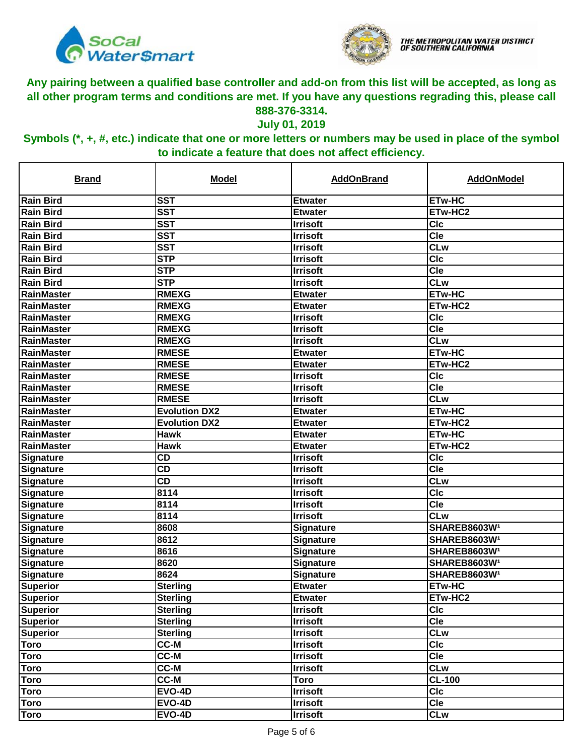**Any pairing between a qualified base controller and add-on from this list will be accepted, as long as all other program terms and conditions are met. If you have any questions regrading this, please call 888-376-3314.**

**July 01, 2019**

**Symbols (*, +, #, etc.) indicate that one or more letters or numbers may be used in place of the symbol to indicate a feature that does not affect efficiency.**

| Brand | Model | AddOnBrand | AddOnModel |
|---|---|---|---|
| Rain Bird | SST | Etwater | ETw-HC |
| Rain Bird | SST | Etwater | ETw-HC2 |
| Rain Bird | SST | Irrisoft | Clc |
| Rain Bird | SST | Irrisoft | Cle |
| Rain Bird | SST | Irrisoft | CLw |
| Rain Bird | STP | Irrisoft | Clc |
| Rain Bird | STP | Irrisoft | Cle |
| Rain Bird | STP | Irrisoft | CLw |
| RainMaster | RMEXG | Etwater | ETw-HC |
| RainMaster | RMEXG | Etwater | ETw-HC2 |
| RainMaster | RMEXG | Irrisoft | Clc |
| RainMaster | RMEXG | Irrisoft | Cle |
| RainMaster | RMEXG | Irrisoft | CLw |
| RainMaster | RMESE | Etwater | ETw-HC |
| RainMaster | RMESE | Etwater | ETw-HC2 |
| RainMaster | RMESE | Irrisoft | Clc |
| RainMaster | RMESE | Irrisoft | Cle |
| RainMaster | RMESE | Irrisoft | CLw |
| RainMaster | Evolution DX2 | Etwater | ETw-HC |
| RainMaster | Evolution DX2 | Etwater | ETw-HC2 |
| RainMaster | Hawk | Etwater | ETw-HC |
| RainMaster | Hawk | Etwater | ETw-HC2 |
| Signature | CD | Irrisoft | Clc |
| Signature | CD | Irrisoft | Cle |
| Signature | CD | Irrisoft | CLw |
| Signature | 8114 | Irrisoft | Clc |
| Signature | 8114 | Irrisoft | Cle |
| Signature | 8114 | Irrisoft | CLw |
| Signature | 8608 | Signature | SHAREB8603W[1] |
| Signature | 8612 | Signature | SHAREB8603W[1] |
| Signature | 8616 | Signature | SHAREB8603W[1] |
| Signature | 8620 | Signature | SHAREB8603W[1] |
| Signature | 8624 | Signature | SHAREB8603W[1] |
| Superior | Sterling | Etwater | ETw-HC |
| Superior | Sterling | Etwater | ETw-HC2 |
| Superior | Sterling | Irrisoft | Clc |
| Superior | Sterling | Irrisoft | Cle |
| Superior | Sterling | Irrisoft | CLw |
| Toro | CC-M | Irrisoft | Clc |
| Toro | CC-M | Irrisoft | Cle |
| Toro | CC-M | Irrisoft | CLw |
| Toro | CC-M | Toro | CL-100 |
| Toro | EVO-4D | Irrisoft | Clc |
| Toro | EVO-4D | Irrisoft | Cle |
| Toro | EVO-4D | Irrisoft | CLw |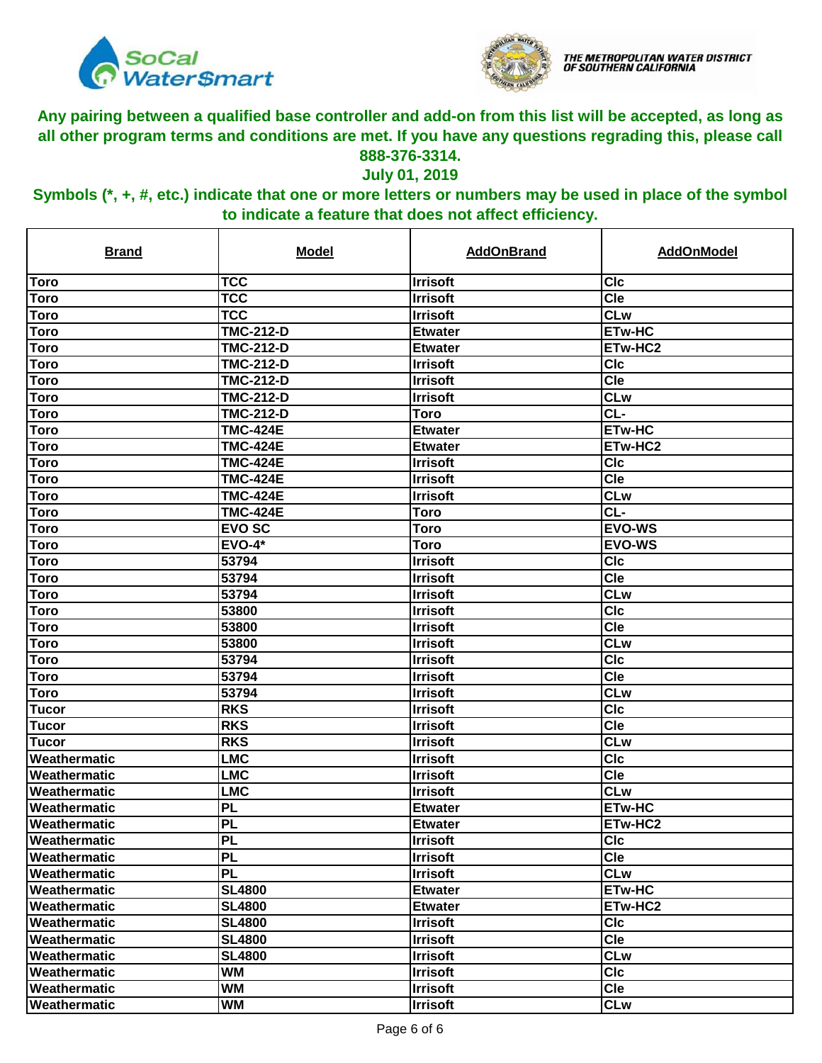**Any pairing between a qualified base controller and add-on from this list will be accepted, as long as all other program terms and conditions are met. If you have any questions regrading this, please call 888-376-3314.**

**July 01, 2019**

**Symbols (*, +, #, etc.) indicate that one or more letters or numbers may be used in place of the symbol to indicate a feature that does not affect efficiency.**

| Brand | Model | AddOnBrand | AddOnModel |
|---|---|---|---|
| Toro | TCC | Irrisoft | Clc |
| Toro | TCC | Irrisoft | Cle |
| Toro | TCC | Irrisoft | CLw |
| Toro | TMC-212-D | Etwater | ETw-HC |
| Toro | TMC-212-D | Etwater | ETw-HC2 |
| Toro | TMC-212-D | Irrisoft | Clc |
| Toro | TMC-212-D | Irrisoft | Cle |
| Toro | TMC-212-D | Irrisoft | CLw |
| Toro | TMC-212-D | Toro | CL- |
| Toro | TMC-424E | Etwater | ETw-HC |
| Toro | TMC-424E | Etwater | ETw-HC2 |
| Toro | TMC-424E | Irrisoft | Clc |
| Toro | TMC-424E | Irrisoft | Cle |
| Toro | TMC-424E | Irrisoft | CLw |
| Toro | TMC-424E | Toro | CL- |
| Toro | EVO SC | Toro | EVO-WS |
| Toro | EVO-4* | Toro | EVO-WS |
| Toro | 53794 | Irrisoft | Clc |
| Toro | 53794 | Irrisoft | Cle |
| Toro | 53794 | Irrisoft | CLw |
| Toro | 53800 | Irrisoft | Clc |
| Toro | 53800 | Irrisoft | Cle |
| Toro | 53800 | Irrisoft | CLw |
| Toro | 53794 | Irrisoft | Clc |
| Toro | 53794 | Irrisoft | Cle |
| Toro | 53794 | Irrisoft | CLw |
| Tucor | RKS | Irrisoft | Clc |
| Tucor | RKS | Irrisoft | Cle |
| Tucor | RKS | Irrisoft | CLw |
| Weathermatic | LMC | Irrisoft | Clc |
| Weathermatic | LMC | Irrisoft | Cle |
| Weathermatic | LMC | Irrisoft | CLw |
| Weathermatic | PL | Etwater | ETw-HC |
| Weathermatic | PL | Etwater | ETw-HC2 |
| Weathermatic | PL | Irrisoft | Clc |
| Weathermatic | PL | Irrisoft | Cle |
| Weathermatic | PL | Irrisoft | CLw |
| Weathermatic | SL4800 | Etwater | ETw-HC |
| Weathermatic | SL4800 | Etwater | ETw-HC2 |
| Weathermatic | SL4800 | Irrisoft | Clc |
| Weathermatic | SL4800 | Irrisoft | Cle |
| Weathermatic | SL4800 | Irrisoft | CLw |
| Weathermatic | WM | Irrisoft | Clc |
| Weathermatic | WM | Irrisoft | Cle |
| Weathermatic | WM | Irrisoft | CLw |